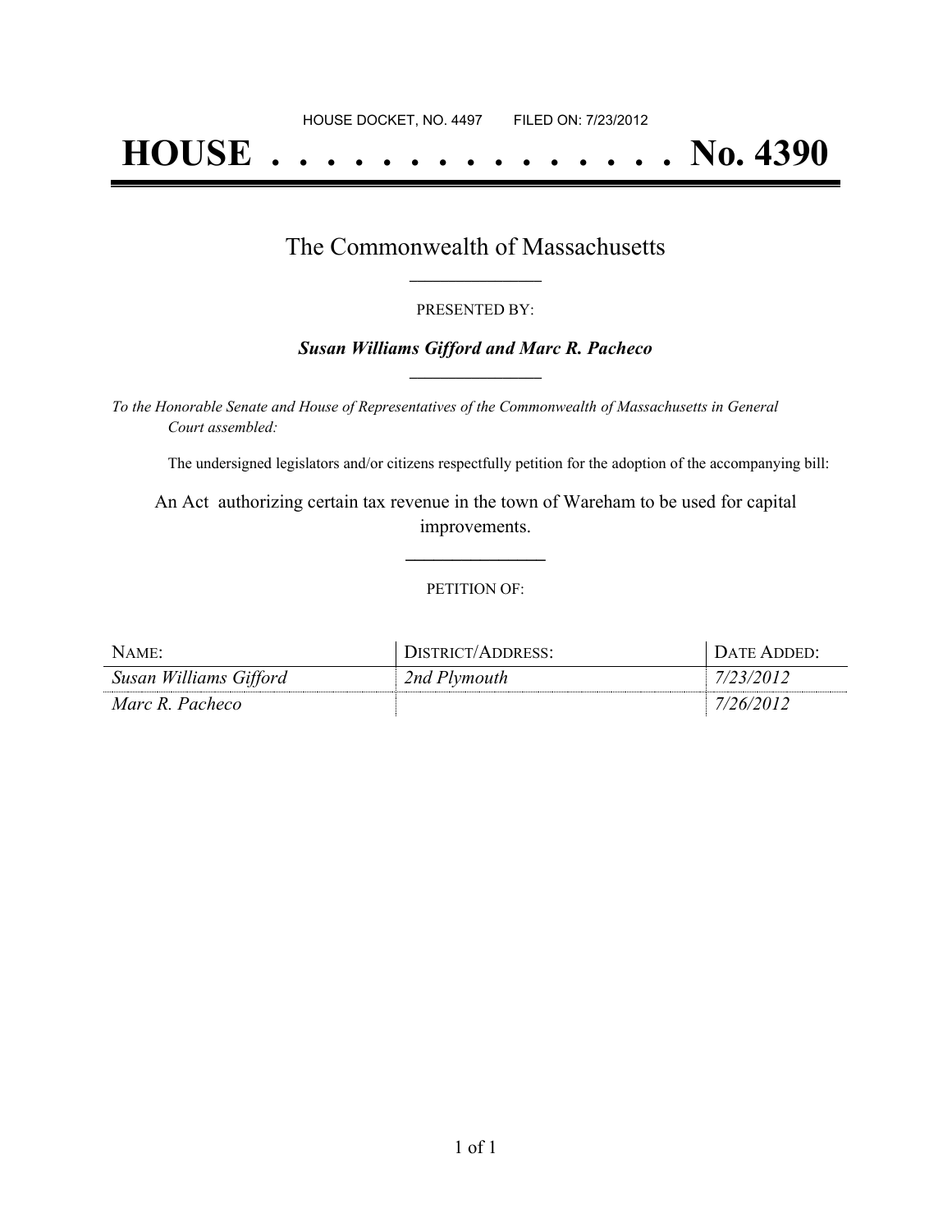HOUSE DOCKET, NO. 4497        FILED ON: 7/23/2012

# HOUSE . . . . . . . . . . . . . . . No. 4390

## The Commonwealth of Massachusetts

PRESENTED BY:

***Susan Williams Gifford and Marc R. Pacheco***

*To the Honorable Senate and House of Representatives of the Commonwealth of Massachusetts in General Court assembled:*

The undersigned legislators and/or citizens respectfully petition for the adoption of the accompanying bill:

An Act authorizing certain tax revenue in the town of Wareham to be used for capital improvements.

PETITION OF:

| NAME: | DISTRICT/ADDRESS: | DATE ADDED: |
|---|---|---|
| *Susan Williams Gifford* | *2nd Plymouth* | *7/23/2012* |
| *Marc R. Pacheco* | | *7/26/2012* |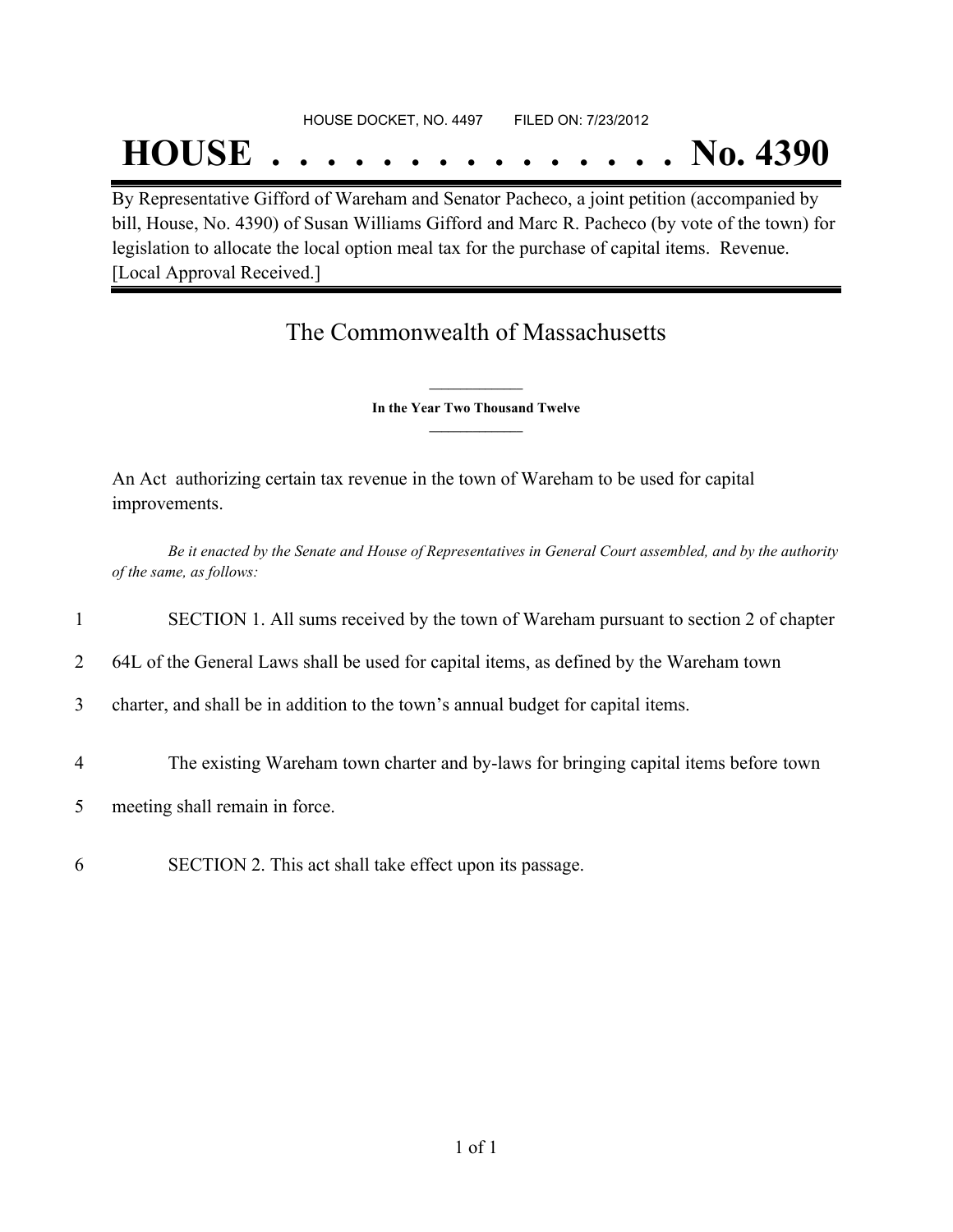HOUSE DOCKET, NO. 4497 FILED ON: 7/23/2012

# HOUSE . . . . . . . . . . . . . . . No. 4390

By Representative Gifford of Wareham and Senator Pacheco, a joint petition (accompanied by bill, House, No. 4390) of Susan Williams Gifford and Marc R. Pacheco (by vote of the town) for legislation to allocate the local option meal tax for the purchase of capital items. Revenue. [Local Approval Received.]

## The Commonwealth of Massachusetts

**In the Year Two Thousand Twelve**

An Act authorizing certain tax revenue in the town of Wareham to be used for capital improvements.

*Be it enacted by the Senate and House of Representatives in General Court assembled, and by the authority of the same, as follows:*

1 SECTION 1. All sums received by the town of Wareham pursuant to section 2 of chapter
2 64L of the General Laws shall be used for capital items, as defined by the Wareham town
3 charter, and shall be in addition to the town's annual budget for capital items.

4 The existing Wareham town charter and by-laws for bringing capital items before town
5 meeting shall remain in force.

6 SECTION 2. This act shall take effect upon its passage.